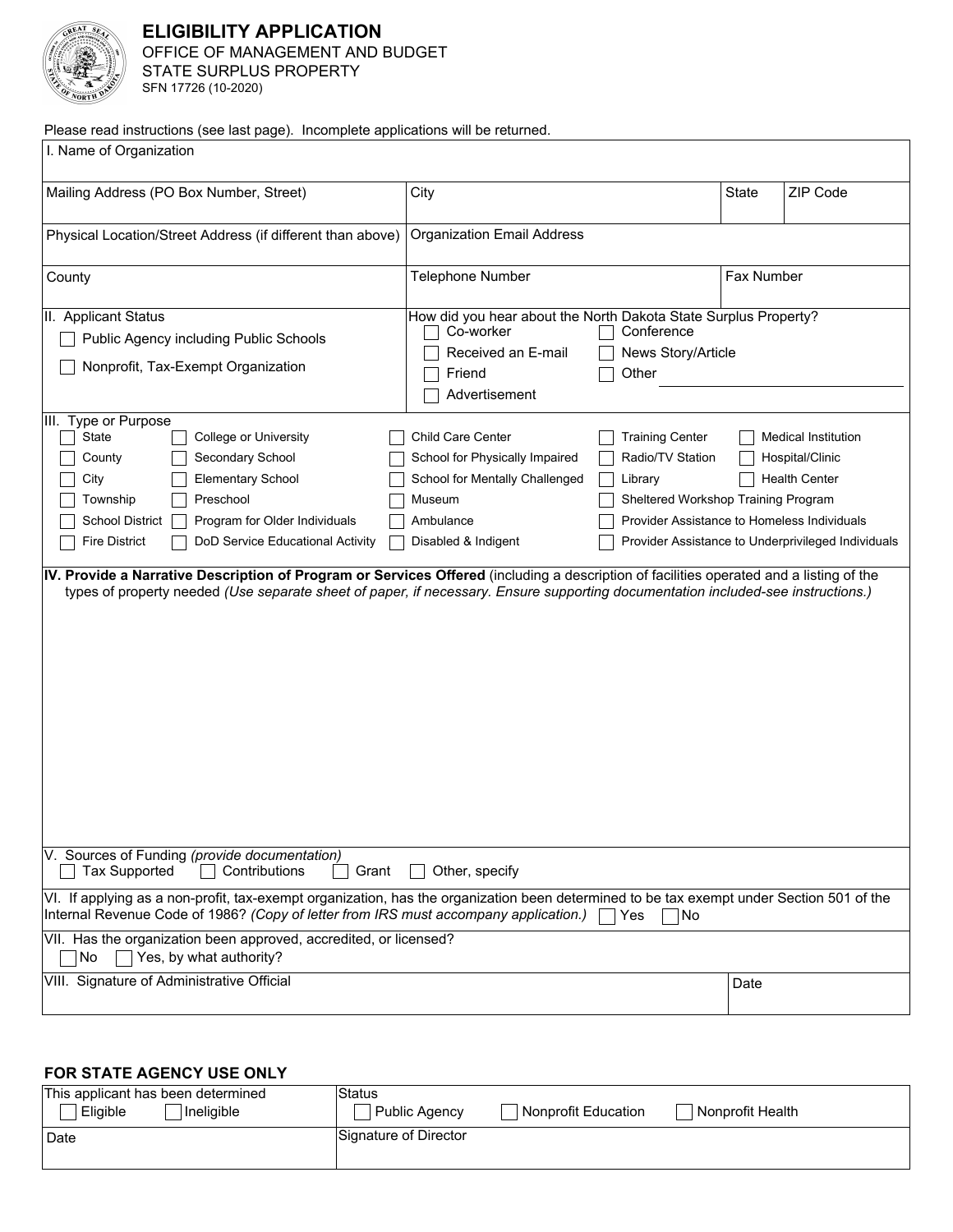# ELIGIBILITY APPLICATION

OFFICE OF MANAGEMENT AND BUDGET
STATE SURPLUS PROPERTY
SFN 17726 (10-2020)

Please read instructions (see last page). Incomplete applications will be returned.

| I. Name of Organization | | | |
|---|---|---|---|
| Mailing Address (PO Box Number, Street) | City | State | ZIP Code |
| Physical Location/Street Address (if different than above) | Organization Email Address | | |
| County | Telephone Number | Fax Number | |

**II. Applicant Status**

- ☐ Public Agency including Public Schools
- ☐ Nonprofit, Tax-Exempt Organization

**How did you hear about the North Dakota State Surplus Property?**

- ☐ Co-worker
- ☐ Conference
- ☐ Received an E-mail
- ☐ News Story/Article
- ☐ Friend
- ☐ Other ____________
- ☐ Advertisement

**III. Type or Purpose**

| | | | | |
|---|---|---|---|---|
| ☐ State | ☐ College or University | ☐ Child Care Center | ☐ Training Center | ☐ Medical Institution |
| ☐ County | ☐ Secondary School | ☐ School for Physically Impaired | ☐ Radio/TV Station | ☐ Hospital/Clinic |
| ☐ City | ☐ Elementary School | ☐ School for Mentally Challenged | ☐ Library | ☐ Health Center |
| ☐ Township | ☐ Preschool | ☐ Museum | ☐ Sheltered Workshop Training Program | |
| ☐ School District | ☐ Program for Older Individuals | ☐ Ambulance | ☐ Provider Assistance to Homeless Individuals | |
| ☐ Fire District | ☐ DoD Service Educational Activity | ☐ Disabled & Indigent | ☐ Provider Assistance to Underprivileged Individuals | |

**IV. Provide a Narrative Description of Program or Services Offered** (including a description of facilities operated and a listing of the types of property needed *(Use separate sheet of paper, if necessary. Ensure supporting documentation included-see instructions.)*

V. Sources of Funding *(provide documentation)*

☐ Tax Supported ☐ Contributions ☐ Grant ☐ Other, specify

VI. If applying as a non-profit, tax-exempt organization, has the organization been determined to be tax exempt under Section 501 of the Internal Revenue Code of 1986? *(Copy of letter from IRS must accompany application.)* ☐ Yes ☐ No

VII. Has the organization been approved, accredited, or licensed?

☐ No ☐ Yes, by what authority?

| VIII. Signature of Administrative Official | Date |
|---|---|
| | |

## FOR STATE AGENCY USE ONLY

| This applicant has been determined | Status |
|---|---|
| ☐ Eligible ☐ Ineligible | ☐ Public Agency ☐ Nonprofit Education ☐ Nonprofit Health |
| Date | Signature of Director |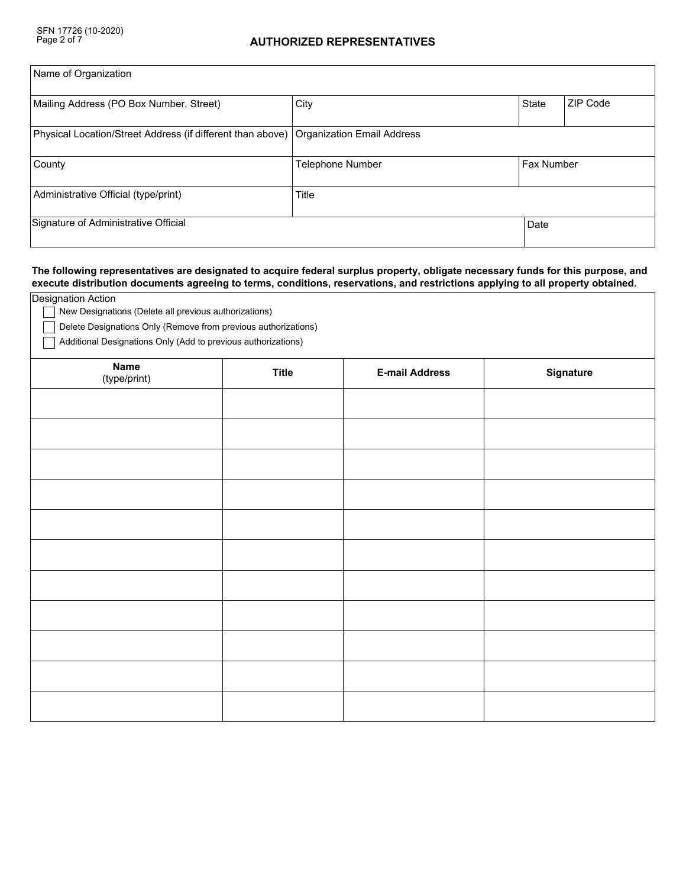## AUTHORIZED REPRESENTATIVES

| Name of Organization | | | |
|---|---|---|---|
| Mailing Address (PO Box Number, Street) | City | State | ZIP Code |
| Physical Location/Street Address (if different than above) | Organization Email Address | | |
| County | Telephone Number | Fax Number | |
| Administrative Official (type/print) | Title | | |
| Signature of Administrative Official | | Date | |

**The following representatives are designated to acquire federal surplus property, obligate necessary funds for this purpose, and execute distribution documents agreeing to terms, conditions, reservations, and restrictions applying to all property obtained.**

Designation Action

- ☐ New Designations (Delete all previous authorizations)
- ☐ Delete Designations Only (Remove from previous authorizations)
- ☐ Additional Designations Only (Add to previous authorizations)

| Name (type/print) | Title | E-mail Address | Signature |
|---|---|---|---|
| | | | |
| | | | |
| | | | |
| | | | |
| | | | |
| | | | |
| | | | |
| | | | |
| | | | |
| | | | |
| | | | |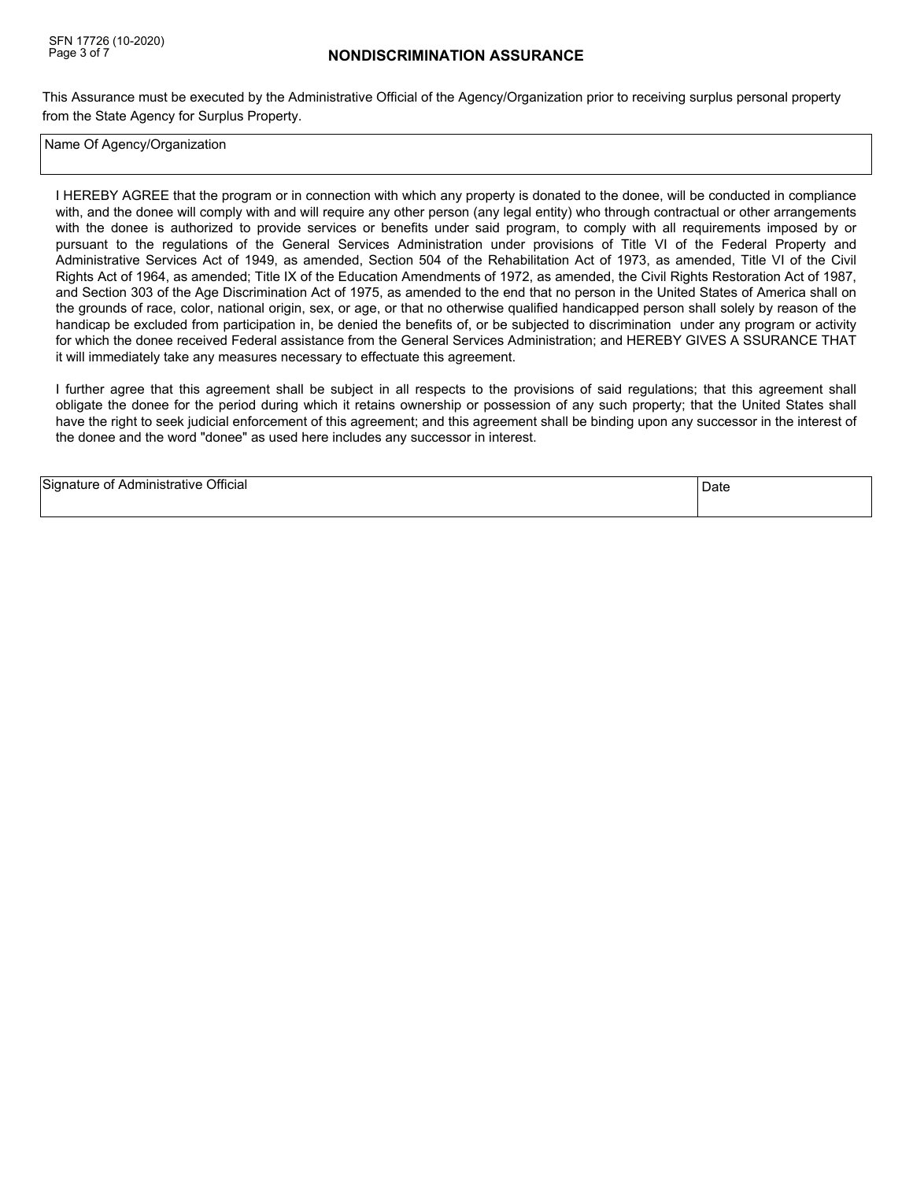# NONDISCRIMINATION ASSURANCE

This Assurance must be executed by the Administrative Official of the Agency/Organization prior to receiving surplus personal property from the State Agency for Surplus Property.

| Name Of Agency/Organization |
| --- |
| |

I HEREBY AGREE that the program or in connection with which any property is donated to the donee, will be conducted in compliance with, and the donee will comply with and will require any other person (any legal entity) who through contractual or other arrangements with the donee is authorized to provide services or benefits under said program, to comply with all requirements imposed by or pursuant to the regulations of the General Services Administration under provisions of Title VI of the Federal Property and Administrative Services Act of 1949, as amended, Section 504 of the Rehabilitation Act of 1973, as amended, Title VI of the Civil Rights Act of 1964, as amended; Title IX of the Education Amendments of 1972, as amended, the Civil Rights Restoration Act of 1987, and Section 303 of the Age Discrimination Act of 1975, as amended to the end that no person in the United States of America shall on the grounds of race, color, national origin, sex, or age, or that no otherwise qualified handicapped person shall solely by reason of the handicap be excluded from participation in, be denied the benefits of, or be subjected to discrimination under any program or activity for which the donee received Federal assistance from the General Services Administration; and HEREBY GIVES A SSURANCE THAT it will immediately take any measures necessary to effectuate this agreement.

I further agree that this agreement shall be subject in all respects to the provisions of said regulations; that this agreement shall obligate the donee for the period during which it retains ownership or possession of any such property; that the United States shall have the right to seek judicial enforcement of this agreement; and this agreement shall be binding upon any successor in the interest of the donee and the word "donee" as used here includes any successor in interest.

| Signature of Administrative Official | Date |
| --- | --- |
| | |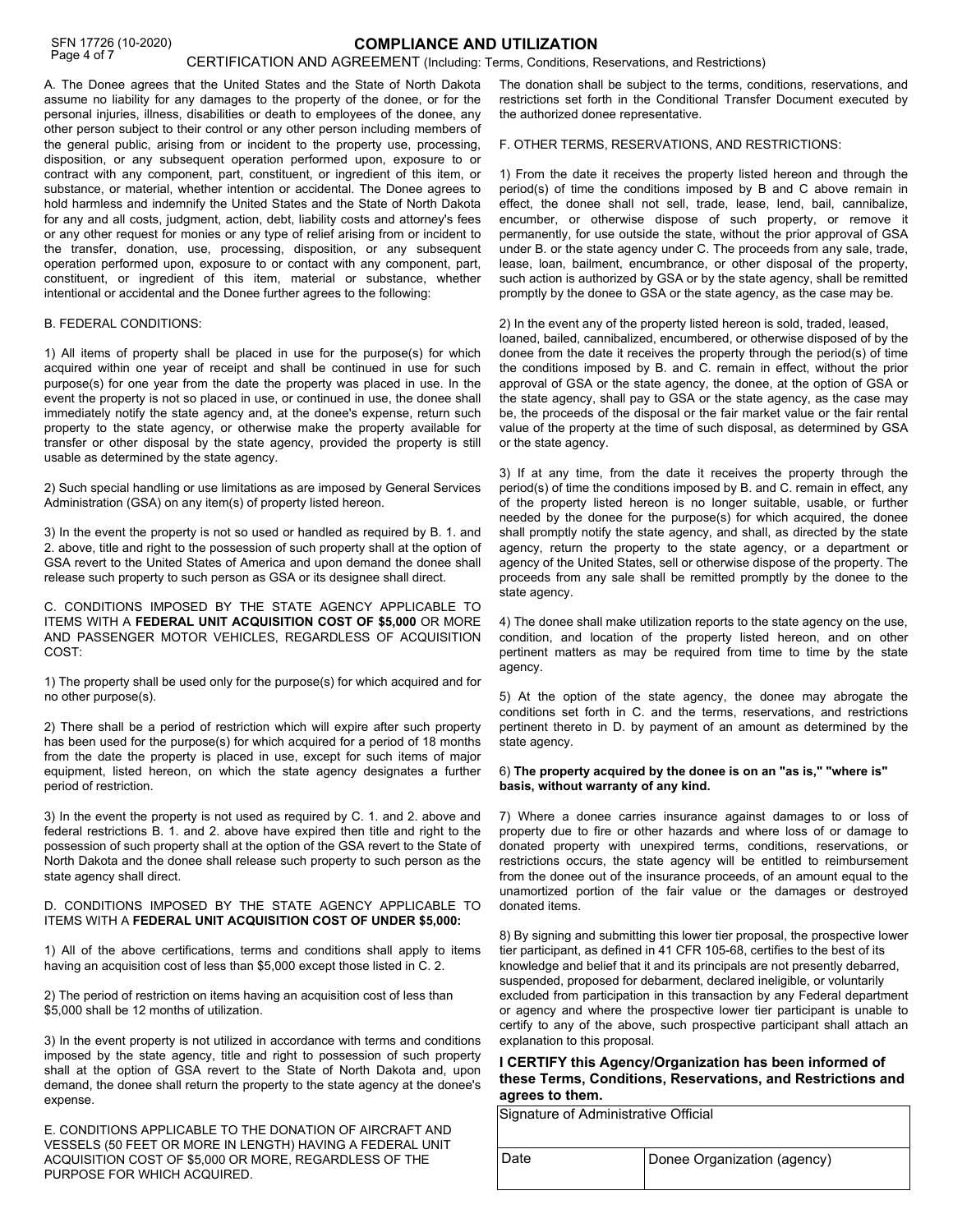# COMPLIANCE AND UTILIZATION

CERTIFICATION AND AGREEMENT (Including: Terms, Conditions, Reservations, and Restrictions)

A. The Donee agrees that the United States and the State of North Dakota assume no liability for any damages to the property of the donee, or for the personal injuries, illness, disabilities or death to employees of the donee, any other person subject to their control or any other person including members of the general public, arising from or incident to the property use, processing, disposition, or any subsequent operation performed upon, exposure to or contract with any component, part, constituent, or ingredient of this item, or substance, or material, whether intention or accidental. The Donee agrees to hold harmless and indemnify the United States and the State of North Dakota for any and all costs, judgment, action, debt, liability costs and attorney's fees or any other request for monies or any type of relief arising from or incident to the transfer, donation, use, processing, disposition, or any subsequent operation performed upon, exposure to or contact with any component, part, constituent, or ingredient of this item, material or substance, whether intentional or accidental and the Donee further agrees to the following:

B. FEDERAL CONDITIONS:

1) All items of property shall be placed in use for the purpose(s) for which acquired within one year of receipt and shall be continued in use for such purpose(s) for one year from the date the property was placed in use. In the event the property is not so placed in use, or continued in use, the donee shall immediately notify the state agency and, at the donee's expense, return such property to the state agency, or otherwise make the property available for transfer or other disposal by the state agency, provided the property is still usable as determined by the state agency.

2) Such special handling or use limitations as are imposed by General Services Administration (GSA) on any item(s) of property listed hereon.

3) In the event the property is not so used or handled as required by B. 1. and 2. above, title and right to the possession of such property shall at the option of GSA revert to the United States of America and upon demand the donee shall release such property to such person as GSA or its designee shall direct.

C. CONDITIONS IMPOSED BY THE STATE AGENCY APPLICABLE TO ITEMS WITH A **FEDERAL UNIT ACQUISITION COST OF $5,000** OR MORE AND PASSENGER MOTOR VEHICLES, REGARDLESS OF ACQUISITION COST:

1) The property shall be used only for the purpose(s) for which acquired and for no other purpose(s).

2) There shall be a period of restriction which will expire after such property has been used for the purpose(s) for which acquired for a period of 18 months from the date the property is placed in use, except for such items of major equipment, listed hereon, on which the state agency designates a further period of restriction.

3) In the event the property is not used as required by C. 1. and 2. above and federal restrictions B. 1. and 2. above have expired then title and right to the possession of such property shall at the option of the GSA revert to the State of North Dakota and the donee shall release such property to such person as the state agency shall direct.

D. CONDITIONS IMPOSED BY THE STATE AGENCY APPLICABLE TO ITEMS WITH A **FEDERAL UNIT ACQUISITION COST OF UNDER $5,000:**

1) All of the above certifications, terms and conditions shall apply to items having an acquisition cost of less than $5,000 except those listed in C. 2.

2) The period of restriction on items having an acquisition cost of less than $5,000 shall be 12 months of utilization.

3) In the event property is not utilized in accordance with terms and conditions imposed by the state agency, title and right to possession of such property shall at the option of GSA revert to the State of North Dakota and, upon demand, the donee shall return the property to the state agency at the donee's expense.

E. CONDITIONS APPLICABLE TO THE DONATION OF AIRCRAFT AND VESSELS (50 FEET OR MORE IN LENGTH) HAVING A FEDERAL UNIT ACQUISITION COST OF $5,000 OR MORE, REGARDLESS OF THE PURPOSE FOR WHICH ACQUIRED.

The donation shall be subject to the terms, conditions, reservations, and restrictions set forth in the Conditional Transfer Document executed by the authorized donee representative.

F. OTHER TERMS, RESERVATIONS, AND RESTRICTIONS:

1) From the date it receives the property listed hereon and through the period(s) of time the conditions imposed by B and C above remain in effect, the donee shall not sell, trade, lease, lend, bail, cannibalize, encumber, or otherwise dispose of such property, or remove it permanently, for use outside the state, without the prior approval of GSA under B. or the state agency under C. The proceeds from any sale, trade, lease, loan, bailment, encumbrance, or other disposal of the property, such action is authorized by GSA or by the state agency, shall be remitted promptly by the donee to GSA or the state agency, as the case may be.

2) In the event any of the property listed hereon is sold, traded, leased, loaned, bailed, cannibalized, encumbered, or otherwise disposed of by the donee from the date it receives the property through the period(s) of time the conditions imposed by B. and C. remain in effect, without the prior approval of GSA or the state agency, the donee, at the option of GSA or the state agency, shall pay to GSA or the state agency, as the case may be, the proceeds of the disposal or the fair market value or the fair rental value of the property at the time of such disposal, as determined by GSA or the state agency.

3) If at any time, from the date it receives the property through the period(s) of time the conditions imposed by B. and C. remain in effect, any of the property listed hereon is no longer suitable, usable, or further needed by the donee for the purpose(s) for which acquired, the donee shall promptly notify the state agency, and shall, as directed by the state agency, return the property to the state agency, or a department or agency of the United States, sell or otherwise dispose of the property. The proceeds from any sale shall be remitted promptly by the donee to the state agency.

4) The donee shall make utilization reports to the state agency on the use, condition, and location of the property listed hereon, and on other pertinent matters as may be required from time to time by the state agency.

5) At the option of the state agency, the donee may abrogate the conditions set forth in C. and the terms, reservations, and restrictions pertinent thereto in D. by payment of an amount as determined by the state agency.

6) **The property acquired by the donee is on an "as is," "where is" basis, without warranty of any kind.**

7) Where a donee carries insurance against damages to or loss of property due to fire or other hazards and where loss of or damage to donated property with unexpired terms, conditions, reservations, or restrictions occurs, the state agency will be entitled to reimbursement from the donee out of the insurance proceeds, of an amount equal to the unamortized portion of the fair value or the damages or destroyed donated items.

8) By signing and submitting this lower tier proposal, the prospective lower tier participant, as defined in 41 CFR 105-68, certifies to the best of its knowledge and belief that it and its principals are not presently debarred, suspended, proposed for debarment, declared ineligible, or voluntarily excluded from participation in this transaction by any Federal department or agency and where the prospective lower tier participant is unable to certify to any of the above, such prospective participant shall attach an explanation to this proposal.

**I CERTIFY this Agency/Organization has been informed of these Terms, Conditions, Reservations, and Restrictions and agrees to them.**

| Signature of Administrative Official | |
|---|---|
| Date | Donee Organization (agency) |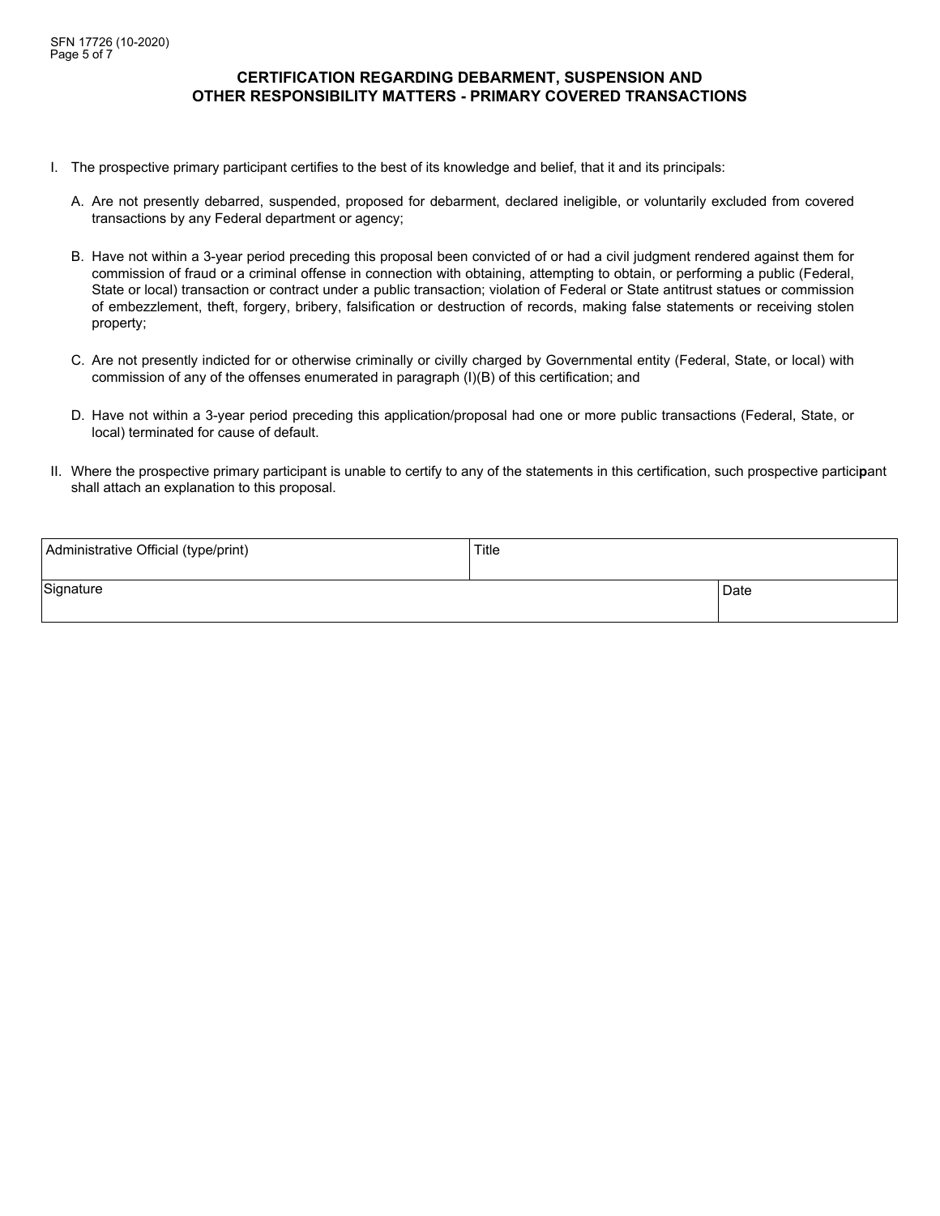## CERTIFICATION REGARDING DEBARMENT, SUSPENSION AND OTHER RESPONSIBILITY MATTERS - PRIMARY COVERED TRANSACTIONS

I. The prospective primary participant certifies to the best of its knowledge and belief, that it and its principals:

   A. Are not presently debarred, suspended, proposed for debarment, declared ineligible, or voluntarily excluded from covered transactions by any Federal department or agency;

   B. Have not within a 3-year period preceding this proposal been convicted of or had a civil judgment rendered against them for commission of fraud or a criminal offense in connection with obtaining, attempting to obtain, or performing a public (Federal, State or local) transaction or contract under a public transaction; violation of Federal or State antitrust statues or commission of embezzlement, theft, forgery, bribery, falsification or destruction of records, making false statements or receiving stolen property;

   C. Are not presently indicted for or otherwise criminally or civilly charged by Governmental entity (Federal, State, or local) with commission of any of the offenses enumerated in paragraph (I)(B) of this certification; and

   D. Have not within a 3-year period preceding this application/proposal had one or more public transactions (Federal, State, or local) terminated for cause of default.

II. Where the prospective primary participant is unable to certify to any of the statements in this certification, such prospective participant shall attach an explanation to this proposal.

| Administrative Official (type/print) | Title |
|---|---|
| Signature | Date |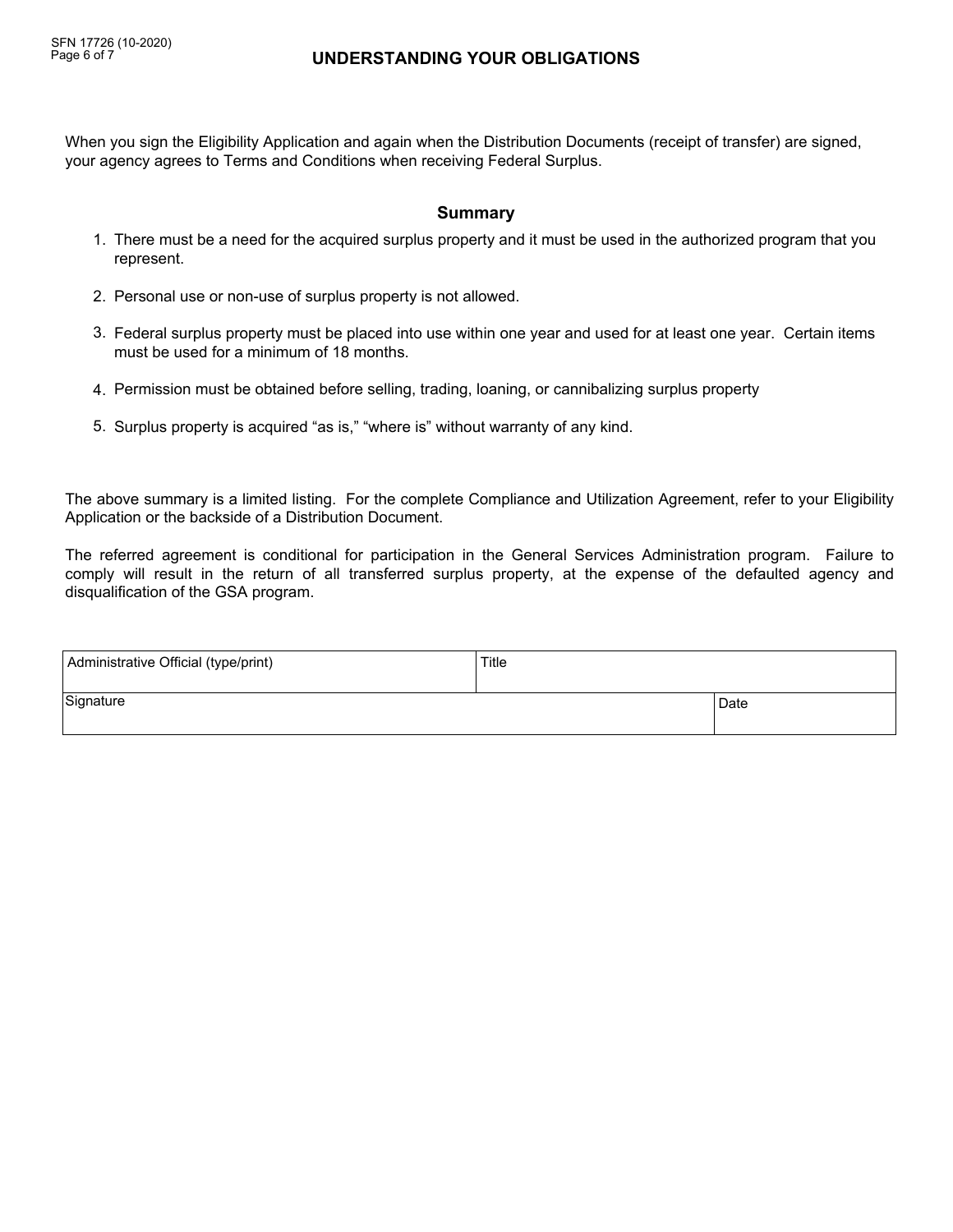# UNDERSTANDING YOUR OBLIGATIONS

When you sign the Eligibility Application and again when the Distribution Documents (receipt of transfer) are signed, your agency agrees to Terms and Conditions when receiving Federal Surplus.

## Summary

1. There must be a need for the acquired surplus property and it must be used in the authorized program that you represent.

2. Personal use or non-use of surplus property is not allowed.

3. Federal surplus property must be placed into use within one year and used for at least one year. Certain items must be used for a minimum of 18 months.

4. Permission must be obtained before selling, trading, loaning, or cannibalizing surplus property

5. Surplus property is acquired "as is," "where is" without warranty of any kind.

The above summary is a limited listing. For the complete Compliance and Utilization Agreement, refer to your Eligibility Application or the backside of a Distribution Document.

The referred agreement is conditional for participation in the General Services Administration program. Failure to comply will result in the return of all transferred surplus property, at the expense of the defaulted agency and disqualification of the GSA program.

| Administrative Official (type/print) | Title | |
|---|---|---|
| Signature | | Date |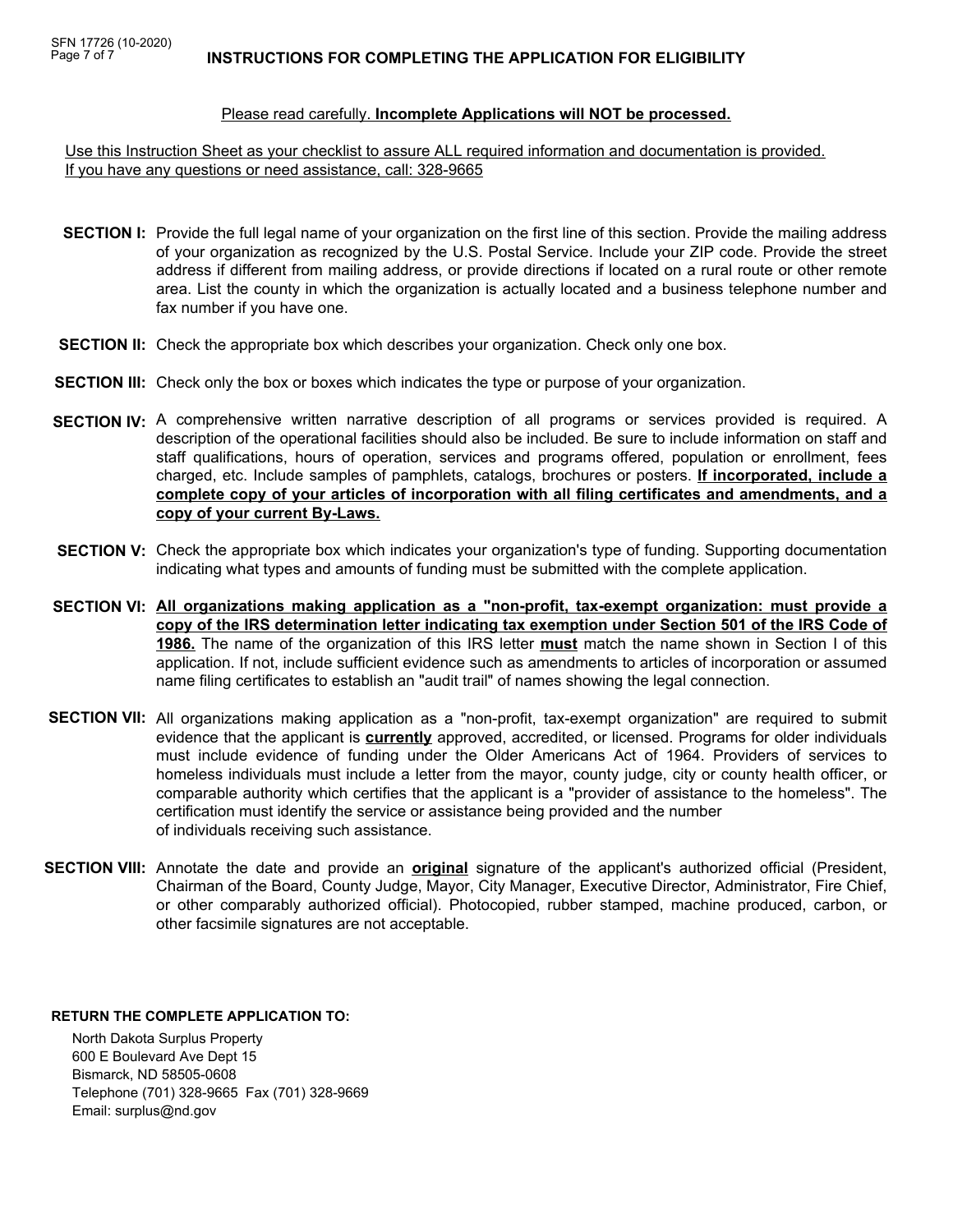# INSTRUCTIONS FOR COMPLETING THE APPLICATION FOR ELIGIBILITY

Please read carefully. **Incomplete Applications will NOT be processed.**

Use this Instruction Sheet as your checklist to assure ALL required information and documentation is provided.
If you have any questions or need assistance, call: 328-9665

**SECTION I:** Provide the full legal name of your organization on the first line of this section. Provide the mailing address of your organization as recognized by the U.S. Postal Service. Include your ZIP code. Provide the street address if different from mailing address, or provide directions if located on a rural route or other remote area. List the county in which the organization is actually located and a business telephone number and fax number if you have one.

**SECTION II:** Check the appropriate box which describes your organization. Check only one box.

**SECTION III:** Check only the box or boxes which indicates the type or purpose of your organization.

**SECTION IV:** A comprehensive written narrative description of all programs or services provided is required. A description of the operational facilities should also be included. Be sure to include information on staff and staff qualifications, hours of operation, services and programs offered, population or enrollment, fees charged, etc. Include samples of pamphlets, catalogs, brochures or posters. **If incorporated, include a complete copy of your articles of incorporation with all filing certificates and amendments, and a copy of your current By-Laws.**

**SECTION V:** Check the appropriate box which indicates your organization's type of funding. Supporting documentation indicating what types and amounts of funding must be submitted with the complete application.

**SECTION VI:** **All organizations making application as a "non-profit, tax-exempt organization: must provide a copy of the IRS determination letter indicating tax exemption under Section 501 of the IRS Code of 1986.** The name of the organization of this IRS letter **must** match the name shown in Section I of this application. If not, include sufficient evidence such as amendments to articles of incorporation or assumed name filing certificates to establish an "audit trail" of names showing the legal connection.

**SECTION VII:** All organizations making application as a "non-profit, tax-exempt organization" are required to submit evidence that the applicant is **currently** approved, accredited, or licensed. Programs for older individuals must include evidence of funding under the Older Americans Act of 1964. Providers of services to homeless individuals must include a letter from the mayor, county judge, city or county health officer, or comparable authority which certifies that the applicant is a "provider of assistance to the homeless". The certification must identify the service or assistance being provided and the number of individuals receiving such assistance.

**SECTION VIII:** Annotate the date and provide an **original** signature of the applicant's authorized official (President, Chairman of the Board, County Judge, Mayor, City Manager, Executive Director, Administrator, Fire Chief, or other comparably authorized official). Photocopied, rubber stamped, machine produced, carbon, or other facsimile signatures are not acceptable.

**RETURN THE COMPLETE APPLICATION TO:**

North Dakota Surplus Property
600 E Boulevard Ave Dept 15
Bismarck, ND 58505-0608
Telephone (701) 328-9665 Fax (701) 328-9669
Email: surplus@nd.gov